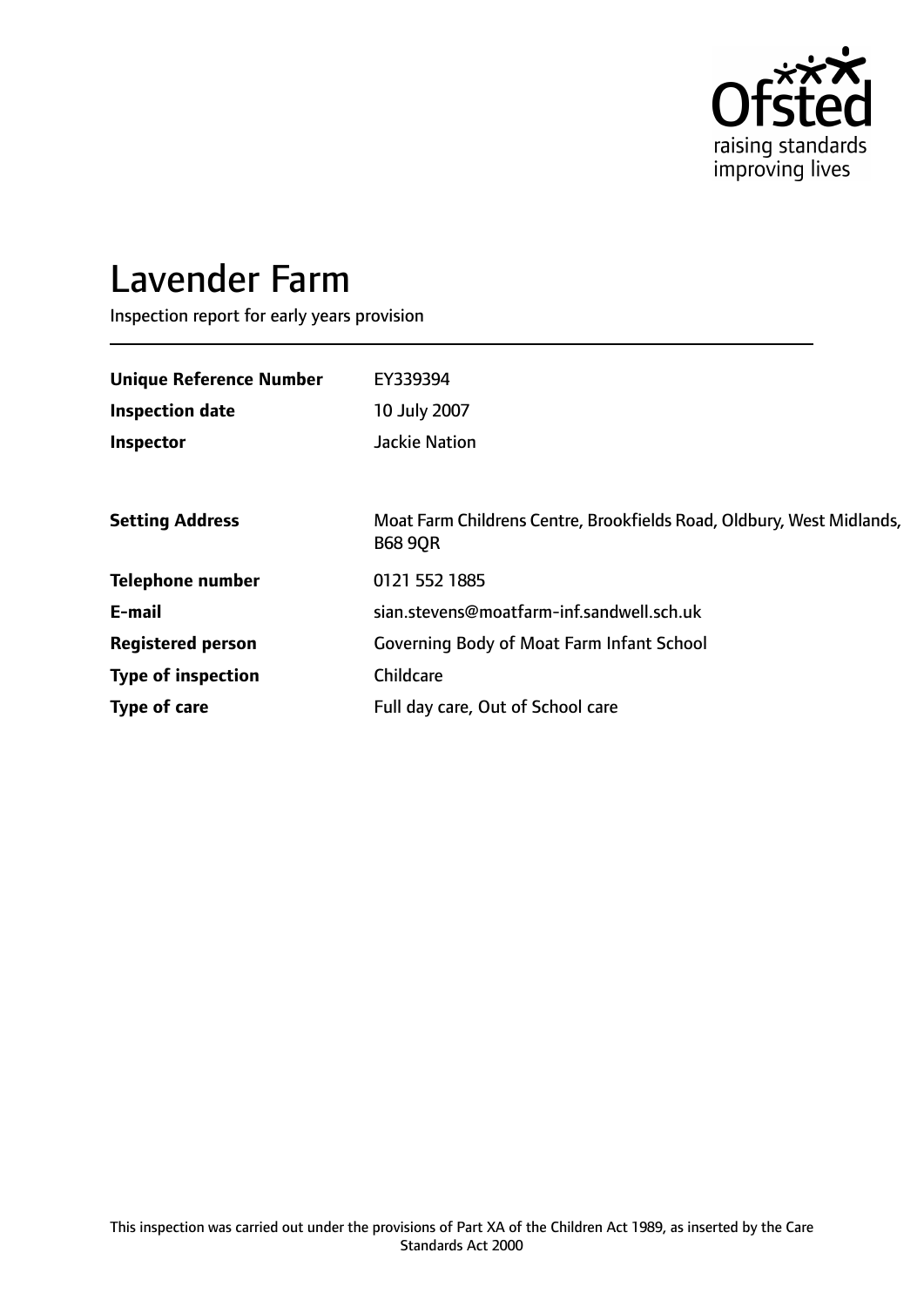# Lavender Farm

Inspection report for early years provision

| | |
|---|---|
| **Unique Reference Number** | EY339394 |
| **Inspection date** | 10 July 2007 |
| **Inspector** | Jackie Nation |

| | |
|---|---|
| **Setting Address** | Moat Farm Childrens Centre, Brookfields Road, Oldbury, West Midlands, B68 9QR |
| **Telephone number** | 0121 552 1885 |
| **E-mail** | sian.stevens@moatfarm-inf.sandwell.sch.uk |
| **Registered person** | Governing Body of Moat Farm Infant School |
| **Type of inspection** | Childcare |
| **Type of care** | Full day care, Out of School care |

This inspection was carried out under the provisions of Part XA of the Children Act 1989, as inserted by the Care Standards Act 2000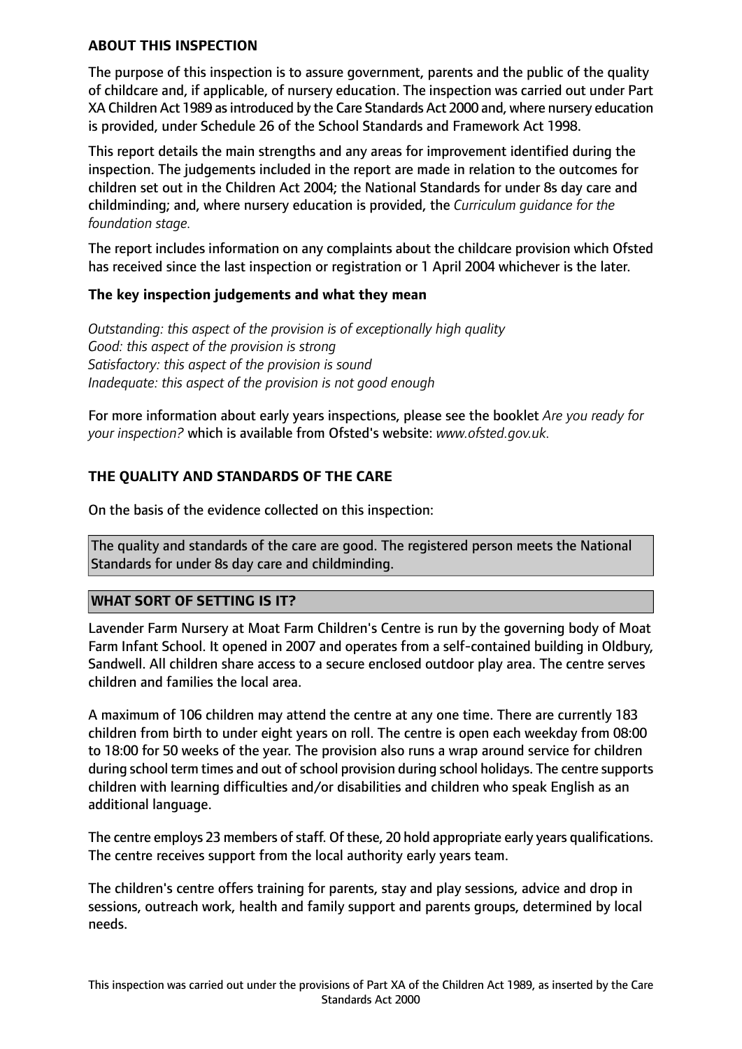## ABOUT THIS INSPECTION

The purpose of this inspection is to assure government, parents and the public of the quality of childcare and, if applicable, of nursery education. The inspection was carried out under Part XA Children Act 1989 as introduced by the Care Standards Act 2000 and, where nursery education is provided, under Schedule 26 of the School Standards and Framework Act 1998.

This report details the main strengths and any areas for improvement identified during the inspection. The judgements included in the report are made in relation to the outcomes for children set out in the Children Act 2004; the National Standards for under 8s day care and childminding; and, where nursery education is provided, the *Curriculum guidance for the foundation stage.*

The report includes information on any complaints about the childcare provision which Ofsted has received since the last inspection or registration or 1 April 2004 whichever is the later.

### The key inspection judgements and what they mean

*Outstanding: this aspect of the provision is of exceptionally high quality*
*Good: this aspect of the provision is strong*
*Satisfactory: this aspect of the provision is sound*
*Inadequate: this aspect of the provision is not good enough*

For more information about early years inspections, please see the booklet *Are you ready for your inspection?* which is available from Ofsted's website: *www.ofsted.gov.uk.*

## THE QUALITY AND STANDARDS OF THE CARE

On the basis of the evidence collected on this inspection:

The quality and standards of the care are good. The registered person meets the National Standards for under 8s day care and childminding.

## WHAT SORT OF SETTING IS IT?

Lavender Farm Nursery at Moat Farm Children's Centre is run by the governing body of Moat Farm Infant School. It opened in 2007 and operates from a self-contained building in Oldbury, Sandwell. All children share access to a secure enclosed outdoor play area. The centre serves children and families the local area.

A maximum of 106 children may attend the centre at any one time. There are currently 183 children from birth to under eight years on roll. The centre is open each weekday from 08:00 to 18:00 for 50 weeks of the year. The provision also runs a wrap around service for children during school term times and out of school provision during school holidays. The centre supports children with learning difficulties and/or disabilities and children who speak English as an additional language.

The centre employs 23 members of staff. Of these, 20 hold appropriate early years qualifications. The centre receives support from the local authority early years team.

The children's centre offers training for parents, stay and play sessions, advice and drop in sessions, outreach work, health and family support and parents groups, determined by local needs.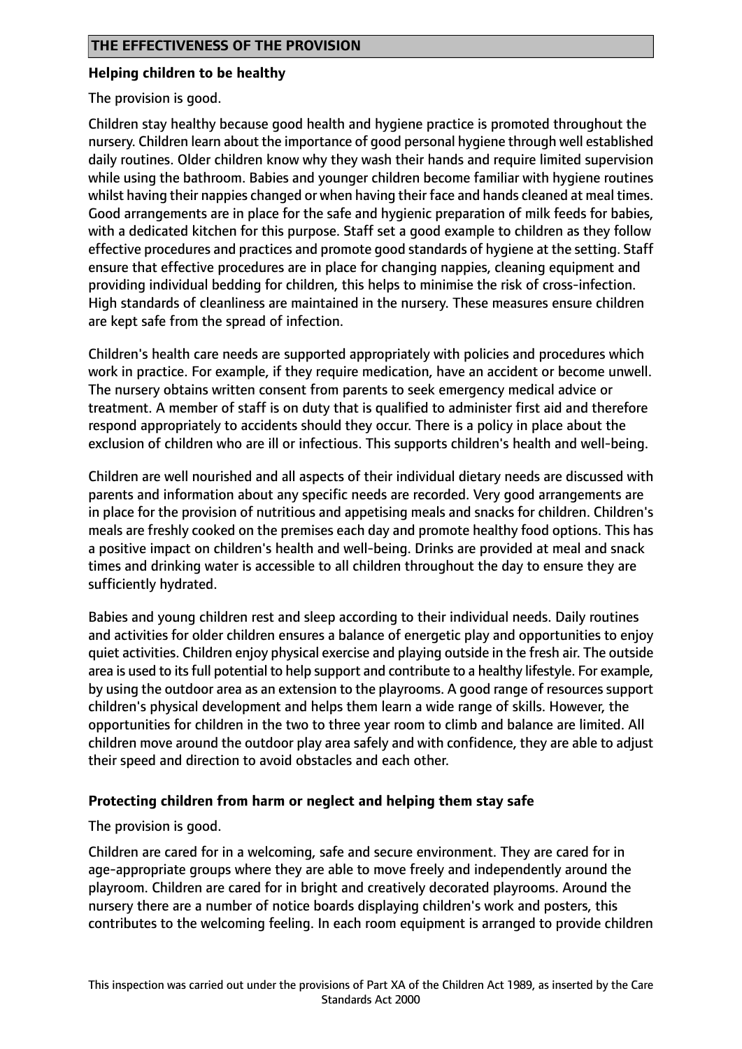## THE EFFECTIVENESS OF THE PROVISION

### Helping children to be healthy

The provision is good.

Children stay healthy because good health and hygiene practice is promoted throughout the nursery. Children learn about the importance of good personal hygiene through well established daily routines. Older children know why they wash their hands and require limited supervision while using the bathroom. Babies and younger children become familiar with hygiene routines whilst having their nappies changed or when having their face and hands cleaned at meal times. Good arrangements are in place for the safe and hygienic preparation of milk feeds for babies, with a dedicated kitchen for this purpose. Staff set a good example to children as they follow effective procedures and practices and promote good standards of hygiene at the setting. Staff ensure that effective procedures are in place for changing nappies, cleaning equipment and providing individual bedding for children, this helps to minimise the risk of cross-infection. High standards of cleanliness are maintained in the nursery. These measures ensure children are kept safe from the spread of infection.

Children's health care needs are supported appropriately with policies and procedures which work in practice. For example, if they require medication, have an accident or become unwell. The nursery obtains written consent from parents to seek emergency medical advice or treatment. A member of staff is on duty that is qualified to administer first aid and therefore respond appropriately to accidents should they occur. There is a policy in place about the exclusion of children who are ill or infectious. This supports children's health and well-being.

Children are well nourished and all aspects of their individual dietary needs are discussed with parents and information about any specific needs are recorded. Very good arrangements are in place for the provision of nutritious and appetising meals and snacks for children. Children's meals are freshly cooked on the premises each day and promote healthy food options. This has a positive impact on children's health and well-being. Drinks are provided at meal and snack times and drinking water is accessible to all children throughout the day to ensure they are sufficiently hydrated.

Babies and young children rest and sleep according to their individual needs. Daily routines and activities for older children ensures a balance of energetic play and opportunities to enjoy quiet activities. Children enjoy physical exercise and playing outside in the fresh air. The outside area is used to its full potential to help support and contribute to a healthy lifestyle. For example, by using the outdoor area as an extension to the playrooms. A good range of resources support children's physical development and helps them learn a wide range of skills. However, the opportunities for children in the two to three year room to climb and balance are limited. All children move around the outdoor play area safely and with confidence, they are able to adjust their speed and direction to avoid obstacles and each other.

### Protecting children from harm or neglect and helping them stay safe

The provision is good.

Children are cared for in a welcoming, safe and secure environment. They are cared for in age-appropriate groups where they are able to move freely and independently around the playroom. Children are cared for in bright and creatively decorated playrooms. Around the nursery there are a number of notice boards displaying children's work and posters, this contributes to the welcoming feeling. In each room equipment is arranged to provide children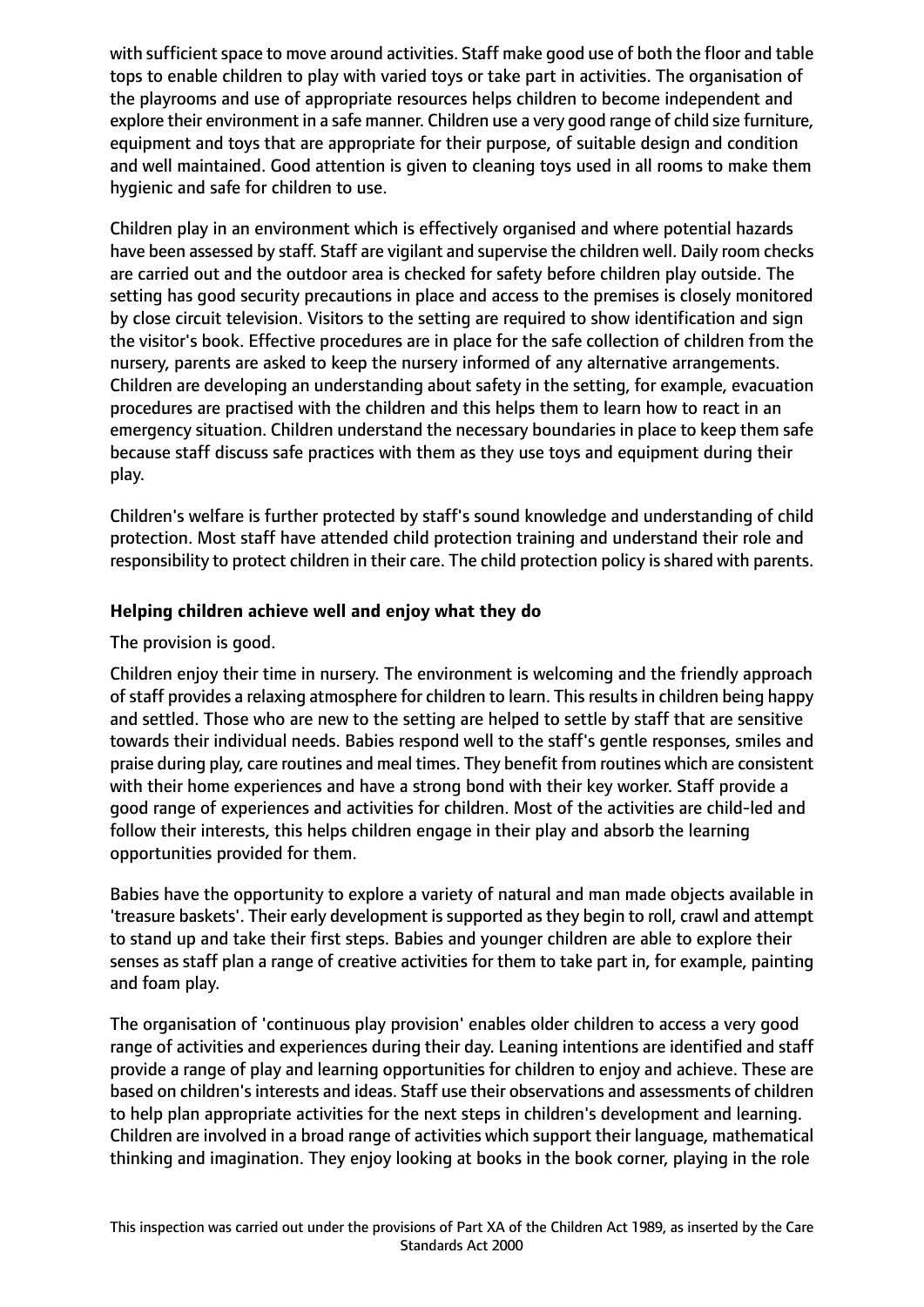with sufficient space to move around activities. Staff make good use of both the floor and table tops to enable children to play with varied toys or take part in activities. The organisation of the playrooms and use of appropriate resources helps children to become independent and explore their environment in a safe manner. Children use a very good range of child size furniture, equipment and toys that are appropriate for their purpose, of suitable design and condition and well maintained. Good attention is given to cleaning toys used in all rooms to make them hygienic and safe for children to use.

Children play in an environment which is effectively organised and where potential hazards have been assessed by staff. Staff are vigilant and supervise the children well. Daily room checks are carried out and the outdoor area is checked for safety before children play outside. The setting has good security precautions in place and access to the premises is closely monitored by close circuit television. Visitors to the setting are required to show identification and sign the visitor's book. Effective procedures are in place for the safe collection of children from the nursery, parents are asked to keep the nursery informed of any alternative arrangements. Children are developing an understanding about safety in the setting, for example, evacuation procedures are practised with the children and this helps them to learn how to react in an emergency situation. Children understand the necessary boundaries in place to keep them safe because staff discuss safe practices with them as they use toys and equipment during their play.

Children's welfare is further protected by staff's sound knowledge and understanding of child protection. Most staff have attended child protection training and understand their role and responsibility to protect children in their care. The child protection policy is shared with parents.

**Helping children achieve well and enjoy what they do**

The provision is good.

Children enjoy their time in nursery. The environment is welcoming and the friendly approach of staff provides a relaxing atmosphere for children to learn. This results in children being happy and settled. Those who are new to the setting are helped to settle by staff that are sensitive towards their individual needs. Babies respond well to the staff's gentle responses, smiles and praise during play, care routines and meal times. They benefit from routines which are consistent with their home experiences and have a strong bond with their key worker. Staff provide a good range of experiences and activities for children. Most of the activities are child-led and follow their interests, this helps children engage in their play and absorb the learning opportunities provided for them.

Babies have the opportunity to explore a variety of natural and man made objects available in 'treasure baskets'. Their early development is supported as they begin to roll, crawl and attempt to stand up and take their first steps. Babies and younger children are able to explore their senses as staff plan a range of creative activities for them to take part in, for example, painting and foam play.

The organisation of 'continuous play provision' enables older children to access a very good range of activities and experiences during their day. Leaning intentions are identified and staff provide a range of play and learning opportunities for children to enjoy and achieve. These are based on children's interests and ideas. Staff use their observations and assessments of children to help plan appropriate activities for the next steps in children's development and learning. Children are involved in a broad range of activities which support their language, mathematical thinking and imagination. They enjoy looking at books in the book corner, playing in the role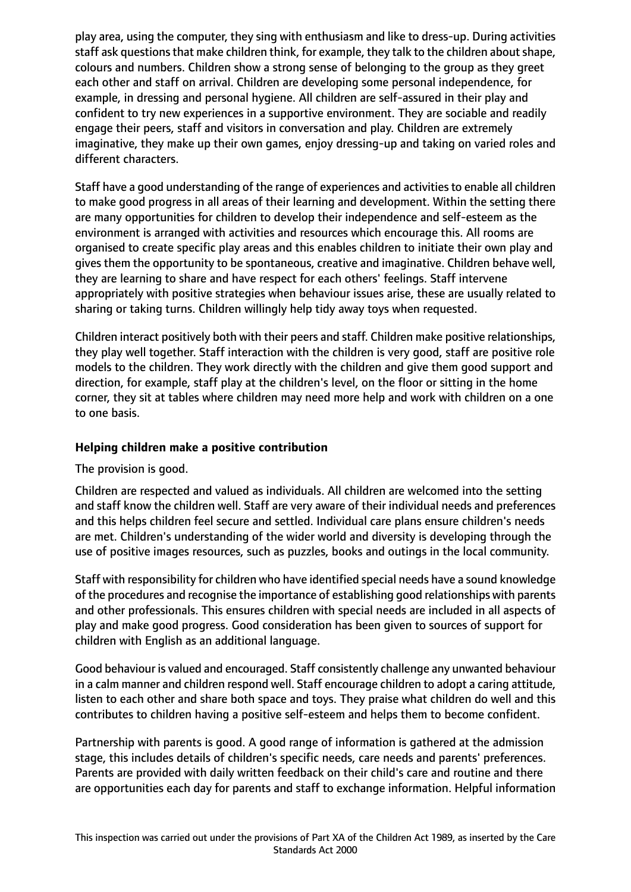play area, using the computer, they sing with enthusiasm and like to dress-up. During activities staff ask questions that make children think, for example, they talk to the children about shape, colours and numbers. Children show a strong sense of belonging to the group as they greet each other and staff on arrival. Children are developing some personal independence, for example, in dressing and personal hygiene. All children are self-assured in their play and confident to try new experiences in a supportive environment. They are sociable and readily engage their peers, staff and visitors in conversation and play. Children are extremely imaginative, they make up their own games, enjoy dressing-up and taking on varied roles and different characters.

Staff have a good understanding of the range of experiences and activities to enable all children to make good progress in all areas of their learning and development. Within the setting there are many opportunities for children to develop their independence and self-esteem as the environment is arranged with activities and resources which encourage this. All rooms are organised to create specific play areas and this enables children to initiate their own play and gives them the opportunity to be spontaneous, creative and imaginative. Children behave well, they are learning to share and have respect for each others' feelings. Staff intervene appropriately with positive strategies when behaviour issues arise, these are usually related to sharing or taking turns. Children willingly help tidy away toys when requested.

Children interact positively both with their peers and staff. Children make positive relationships, they play well together. Staff interaction with the children is very good, staff are positive role models to the children. They work directly with the children and give them good support and direction, for example, staff play at the children's level, on the floor or sitting in the home corner, they sit at tables where children may need more help and work with children on a one to one basis.

**Helping children make a positive contribution**

The provision is good.

Children are respected and valued as individuals. All children are welcomed into the setting and staff know the children well. Staff are very aware of their individual needs and preferences and this helps children feel secure and settled. Individual care plans ensure children's needs are met. Children's understanding of the wider world and diversity is developing through the use of positive images resources, such as puzzles, books and outings in the local community.

Staff with responsibility for children who have identified special needs have a sound knowledge of the procedures and recognise the importance of establishing good relationships with parents and other professionals. This ensures children with special needs are included in all aspects of play and make good progress. Good consideration has been given to sources of support for children with English as an additional language.

Good behaviour is valued and encouraged. Staff consistently challenge any unwanted behaviour in a calm manner and children respond well. Staff encourage children to adopt a caring attitude, listen to each other and share both space and toys. They praise what children do well and this contributes to children having a positive self-esteem and helps them to become confident.

Partnership with parents is good. A good range of information is gathered at the admission stage, this includes details of children's specific needs, care needs and parents' preferences. Parents are provided with daily written feedback on their child's care and routine and there are opportunities each day for parents and staff to exchange information. Helpful information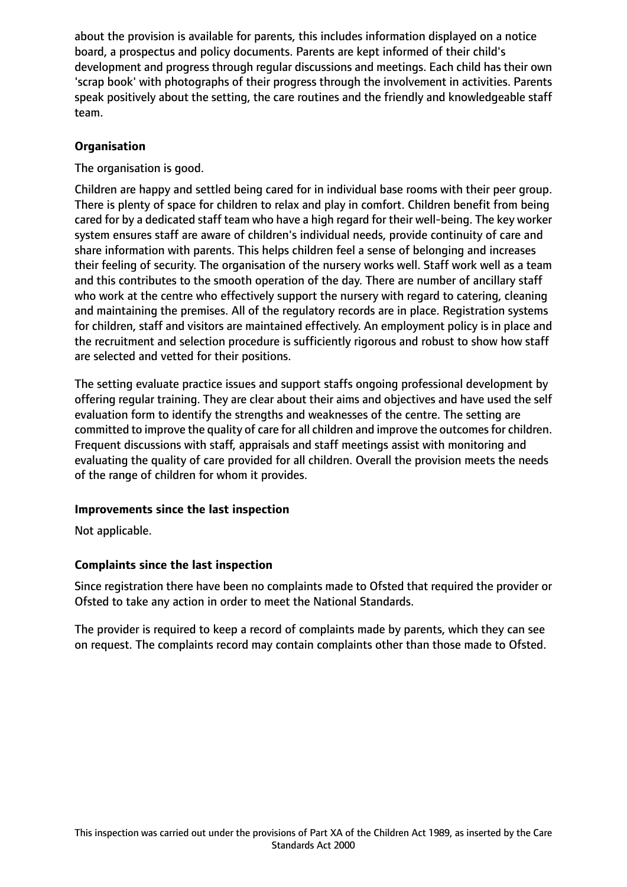about the provision is available for parents, this includes information displayed on a notice board, a prospectus and policy documents. Parents are kept informed of their child's development and progress through regular discussions and meetings. Each child has their own 'scrap book' with photographs of their progress through the involvement in activities. Parents speak positively about the setting, the care routines and the friendly and knowledgeable staff team.

**Organisation**

The organisation is good.

Children are happy and settled being cared for in individual base rooms with their peer group. There is plenty of space for children to relax and play in comfort. Children benefit from being cared for by a dedicated staff team who have a high regard for their well-being. The key worker system ensures staff are aware of children's individual needs, provide continuity of care and share information with parents. This helps children feel a sense of belonging and increases their feeling of security. The organisation of the nursery works well. Staff work well as a team and this contributes to the smooth operation of the day. There are number of ancillary staff who work at the centre who effectively support the nursery with regard to catering, cleaning and maintaining the premises. All of the regulatory records are in place. Registration systems for children, staff and visitors are maintained effectively. An employment policy is in place and the recruitment and selection procedure is sufficiently rigorous and robust to show how staff are selected and vetted for their positions.

The setting evaluate practice issues and support staffs ongoing professional development by offering regular training. They are clear about their aims and objectives and have used the self evaluation form to identify the strengths and weaknesses of the centre. The setting are committed to improve the quality of care for all children and improve the outcomes for children. Frequent discussions with staff, appraisals and staff meetings assist with monitoring and evaluating the quality of care provided for all children. Overall the provision meets the needs of the range of children for whom it provides.

**Improvements since the last inspection**

Not applicable.

**Complaints since the last inspection**

Since registration there have been no complaints made to Ofsted that required the provider or Ofsted to take any action in order to meet the National Standards.

The provider is required to keep a record of complaints made by parents, which they can see on request. The complaints record may contain complaints other than those made to Ofsted.

This inspection was carried out under the provisions of Part XA of the Children Act 1989, as inserted by the Care Standards Act 2000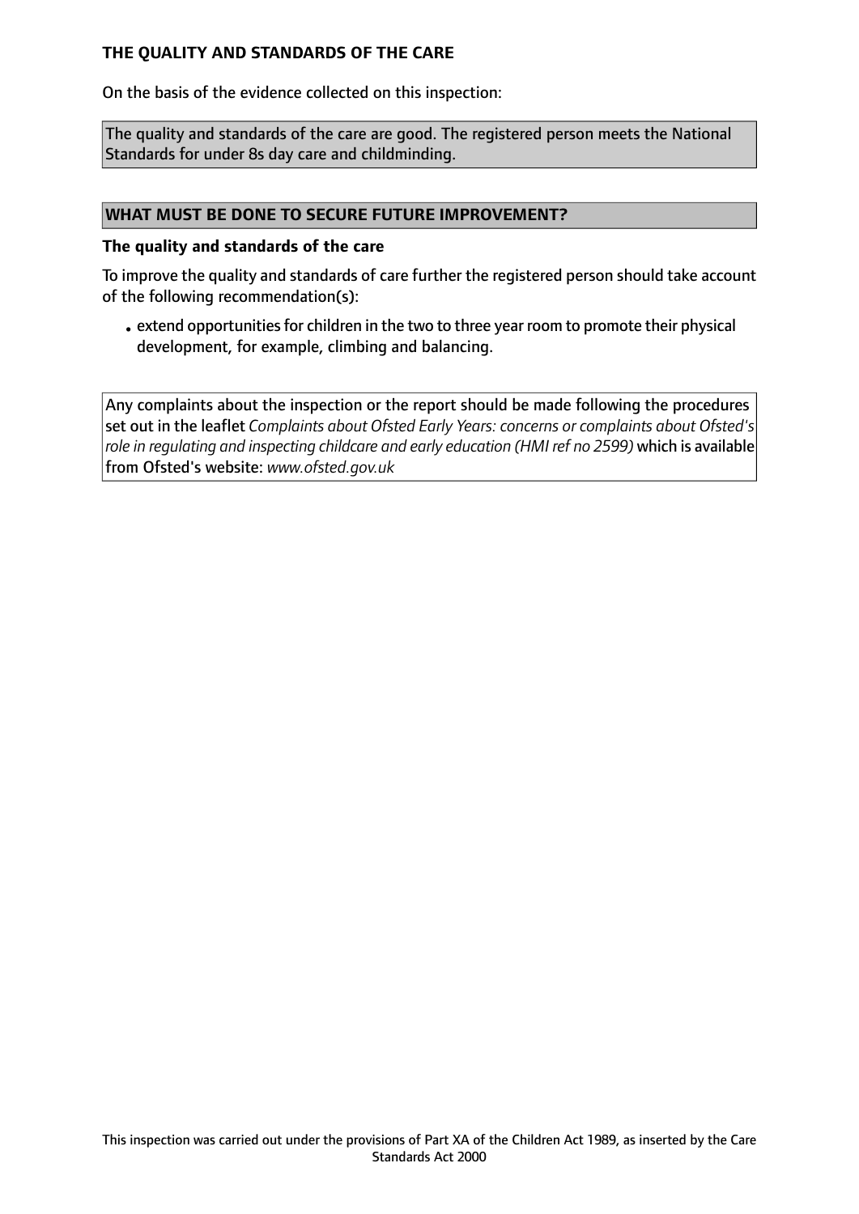## THE QUALITY AND STANDARDS OF THE CARE

On the basis of the evidence collected on this inspection:

The quality and standards of the care are good. The registered person meets the National Standards for under 8s day care and childminding.

## WHAT MUST BE DONE TO SECURE FUTURE IMPROVEMENT?

### The quality and standards of the care

To improve the quality and standards of care further the registered person should take account of the following recommendation(s):

- extend opportunities for children in the two to three year room to promote their physical development, for example, climbing and balancing.

Any complaints about the inspection or the report should be made following the procedures set out in the leaflet *Complaints about Ofsted Early Years: concerns or complaints about Ofsted's role in regulating and inspecting childcare and early education (HMI ref no 2599)* which is available from Ofsted's website: *www.ofsted.gov.uk*

This inspection was carried out under the provisions of Part XA of the Children Act 1989, as inserted by the Care Standards Act 2000